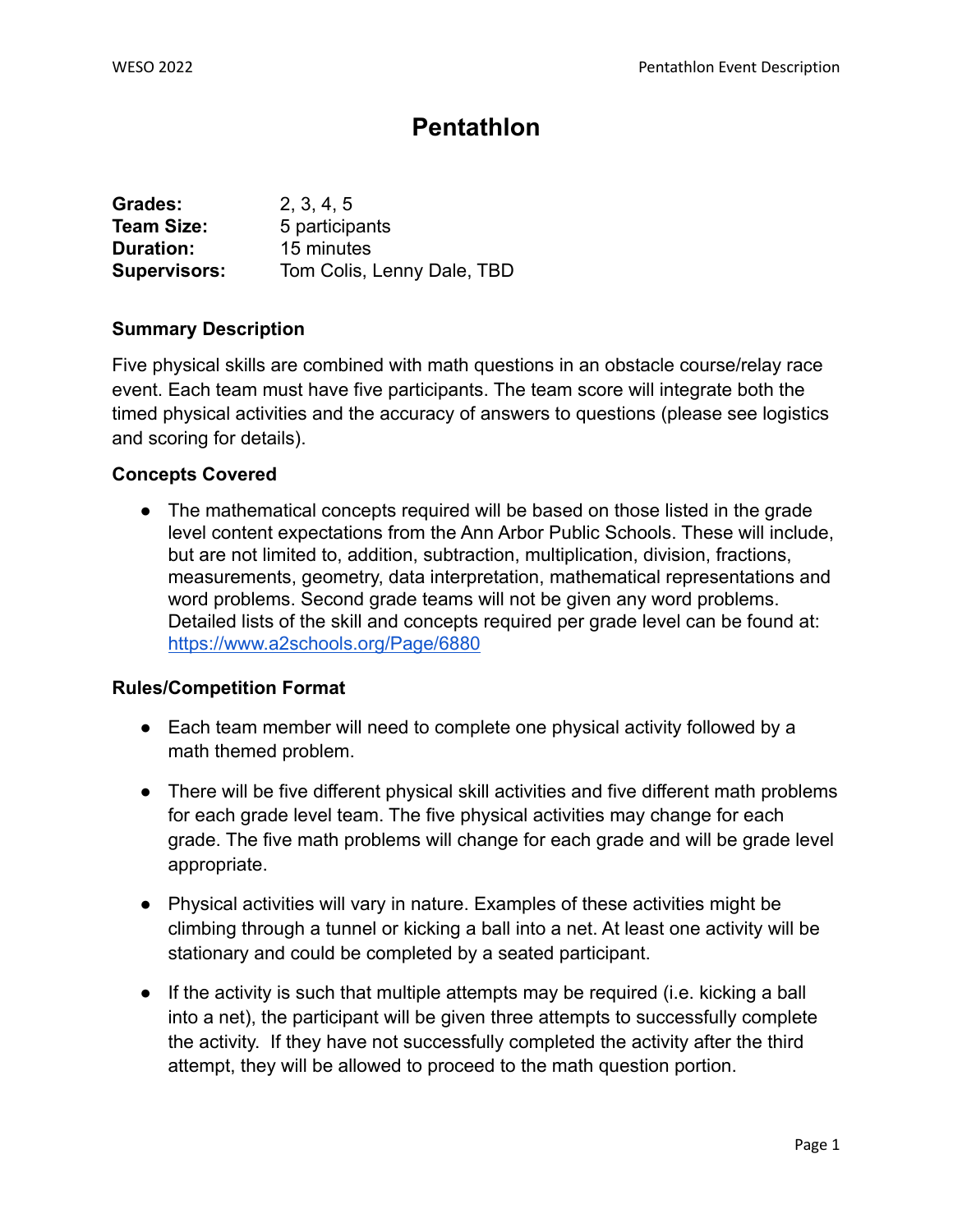# Pentathlon

**Grades:** 2, 3, 4, 5
**Team Size:** 5 participants
**Duration:** 15 minutes
**Supervisors:** Tom Colis, Lenny Dale, TBD

### Summary Description

Five physical skills are combined with math questions in an obstacle course/relay race event. Each team must have five participants. The team score will integrate both the timed physical activities and the accuracy of answers to questions (please see logistics and scoring for details).

### Concepts Covered

- The mathematical concepts required will be based on those listed in the grade level content expectations from the Ann Arbor Public Schools. These will include, but are not limited to, addition, subtraction, multiplication, division, fractions, measurements, geometry, data interpretation, mathematical representations and word problems. Second grade teams will not be given any word problems. Detailed lists of the skill and concepts required per grade level can be found at: [https://www.a2schools.org/Page/6880](https://www.a2schools.org/Page/6880)

### Rules/Competition Format

- Each team member will need to complete one physical activity followed by a math themed problem.
- There will be five different physical skill activities and five different math problems for each grade level team. The five physical activities may change for each grade. The five math problems will change for each grade and will be grade level appropriate.
- Physical activities will vary in nature. Examples of these activities might be climbing through a tunnel or kicking a ball into a net. At least one activity will be stationary and could be completed by a seated participant.
- If the activity is such that multiple attempts may be required (i.e. kicking a ball into a net), the participant will be given three attempts to successfully complete the activity. If they have not successfully completed the activity after the third attempt, they will be allowed to proceed to the math question portion.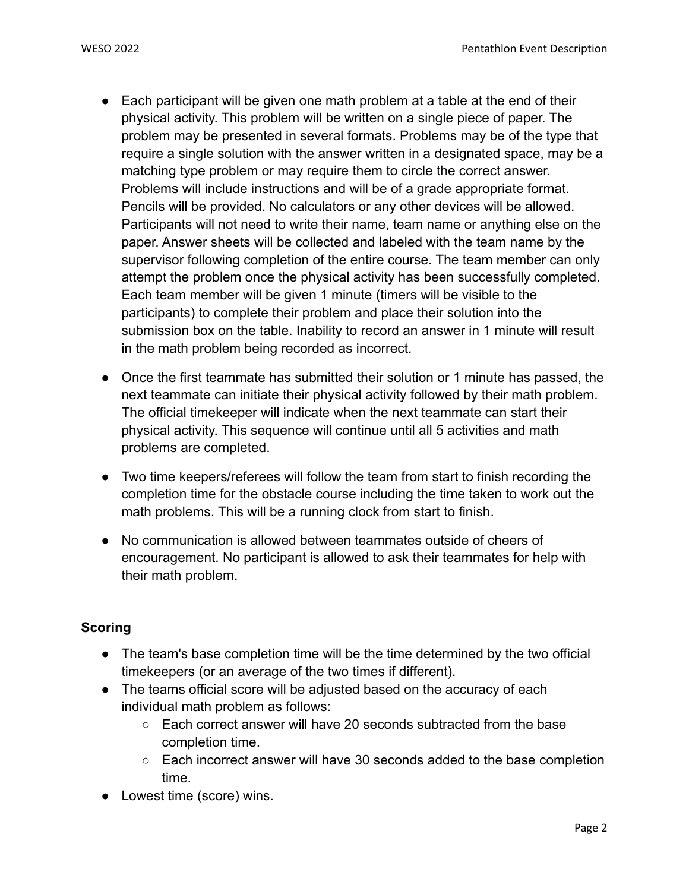- Each participant will be given one math problem at a table at the end of their physical activity. This problem will be written on a single piece of paper. The problem may be presented in several formats. Problems may be of the type that require a single solution with the answer written in a designated space, may be a matching type problem or may require them to circle the correct answer. Problems will include instructions and will be of a grade appropriate format. Pencils will be provided. No calculators or any other devices will be allowed. Participants will not need to write their name, team name or anything else on the paper. Answer sheets will be collected and labeled with the team name by the supervisor following completion of the entire course. The team member can only attempt the problem once the physical activity has been successfully completed. Each team member will be given 1 minute (timers will be visible to the participants) to complete their problem and place their solution into the submission box on the table. Inability to record an answer in 1 minute will result in the math problem being recorded as incorrect.
- Once the first teammate has submitted their solution or 1 minute has passed, the next teammate can initiate their physical activity followed by their math problem. The official timekeeper will indicate when the next teammate can start their physical activity. This sequence will continue until all 5 activities and math problems are completed.
- Two time keepers/referees will follow the team from start to finish recording the completion time for the obstacle course including the time taken to work out the math problems. This will be a running clock from start to finish.
- No communication is allowed between teammates outside of cheers of encouragement. No participant is allowed to ask their teammates for help with their math problem.

### Scoring

- The team's base completion time will be the time determined by the two official timekeepers (or an average of the two times if different).
- The teams official score will be adjusted based on the accuracy of each individual math problem as follows:
  - Each correct answer will have 20 seconds subtracted from the base completion time.
  - Each incorrect answer will have 30 seconds added to the base completion time.
- Lowest time (score) wins.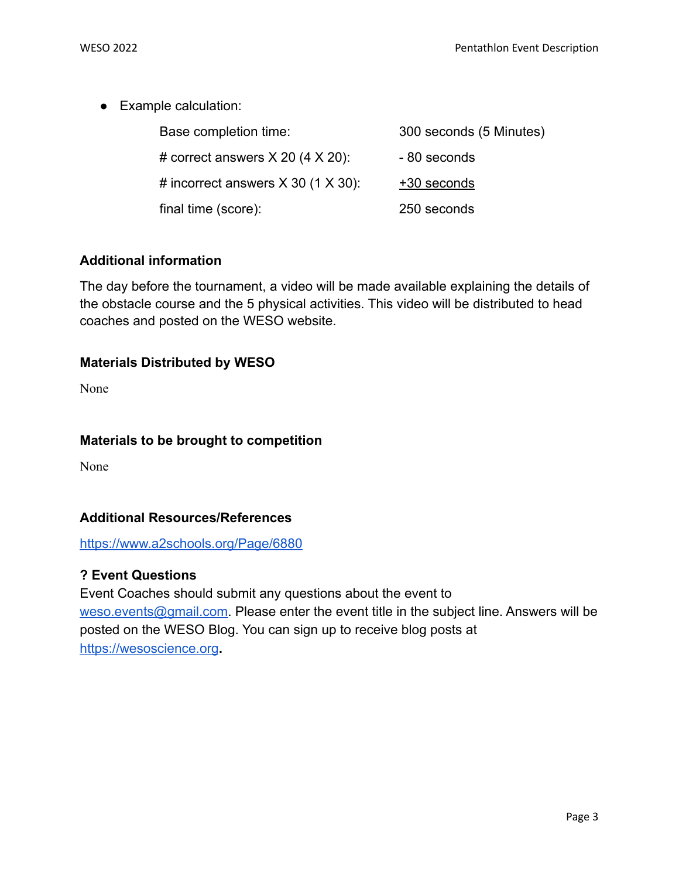- Example calculation:

| | |
|---|---|
| Base completion time: | 300 seconds (5 Minutes) |
| # correct answers X 20 (4 X 20): | - 80 seconds |
| # incorrect answers X 30 (1 X 30): | +30 seconds |
| final time (score): | 250 seconds |

**Additional information**

The day before the tournament, a video will be made available explaining the details of the obstacle course and the 5 physical activities. This video will be distributed to head coaches and posted on the WESO website.

**Materials Distributed by WESO**

None

**Materials to be brought to competition**

None

**Additional Resources/References**

https://www.a2schools.org/Page/6880

**? Event Questions**

Event Coaches should submit any questions about the event to weso.events@gmail.com. Please enter the event title in the subject line. Answers will be posted on the WESO Blog. You can sign up to receive blog posts at https://wesoscience.org.